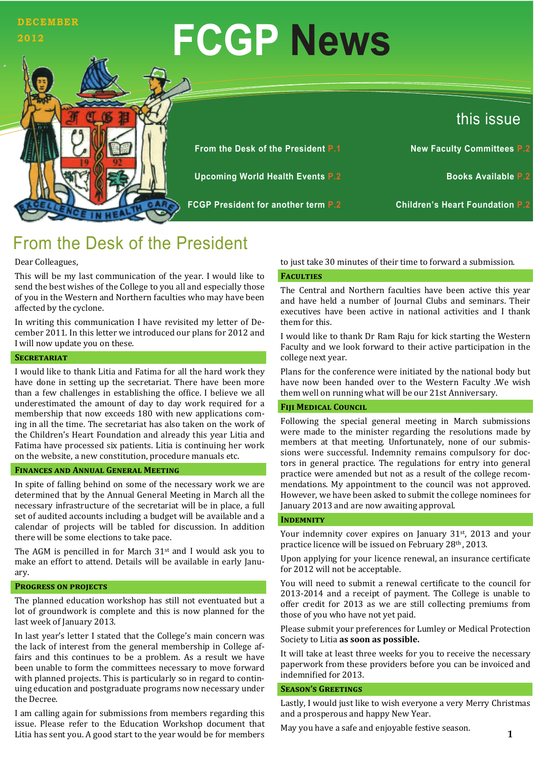DECEMBER 2012

# FCGP News

**this issue**

- From the Desk of the President P.1
- Upcoming World Health Events P.2
- FCGP President for another term P.2
- New Faculty Committees P.2
- Books Available P.2
- Children's Heart Foundation P.2

## From the Desk of the President

Dear Colleagues,

This will be my last communication of the year. I would like to send the best wishes of the College to you all and especially those of you in the Western and Northern faculties who may have been affected by the cyclone.

In writing this communication I have revisited my letter of December 2011. In this letter we introduced our plans for 2012 and I will now update you on these.

### Secretariat

I would like to thank Litia and Fatima for all the hard work they have done in setting up the secretariat. There have been more than a few challenges in establishing the office. I believe we all underestimated the amount of day to day work required for a membership that now exceeds 180 with new applications coming in all the time. The secretariat has also taken on the work of the Children's Heart Foundation and already this year Litia and Fatima have processed six patients. Litia is continuing her work on the website, a new constitution, procedure manuals etc.

### Finances and Annual General Meeting

In spite of falling behind on some of the necessary work we are determined that by the Annual General Meeting in March all the necessary infrastructure of the secretariat will be in place, a full set of audited accounts including a budget will be available and a calendar of projects will be tabled for discussion. In addition there will be some elections to take pace.

The AGM is pencilled in for March 31st and I would ask you to make an effort to attend. Details will be available in early January.

### Progress on Projects

The planned education workshop has still not eventuated but a lot of groundwork is complete and this is now planned for the last week of January 2013.

In last year's letter I stated that the College's main concern was the lack of interest from the general membership in College affairs and this continues to be a problem. As a result we have been unable to form the committees necessary to move forward with planned projects. This is particularly so in regard to continuing education and postgraduate programs now necessary under the Decree.

I am calling again for submissions from members regarding this issue. Please refer to the Education Workshop document that Litia has sent you. A good start to the year would be for members to just take 30 minutes of their time to forward a submission.

### Faculties

The Central and Northern faculties have been active this year and have held a number of Journal Clubs and seminars. Their executives have been active in national activities and I thank them for this.

I would like to thank Dr Ram Raju for kick starting the Western Faculty and we look forward to their active participation in the college next year.

Plans for the conference were initiated by the national body but have now been handed over to the Western Faculty .We wish them well on running what will be our 21st Anniversary.

### Fiji Medical Council

Following the special general meeting in March submissions were made to the minister regarding the resolutions made by members at that meeting. Unfortunately, none of our submissions were successful. Indemnity remains compulsory for doctors in general practice. The regulations for entry into general practice were amended but not as a result of the college recommendations. My appointment to the council was not approved. However, we have been asked to submit the college nominees for January 2013 and are now awaiting approval.

### Indemnity

Your indemnity cover expires on January 31st, 2013 and your practice licence will be issued on February 28th, 2013.

Upon applying for your licence renewal, an insurance certificate for 2012 will not be acceptable.

You will need to submit a renewal certificate to the council for 2013-2014 and a receipt of payment. The College is unable to offer credit for 2013 as we are still collecting premiums from those of you who have not yet paid.

Please submit your preferences for Lumley or Medical Protection Society to Litia **as soon as possible.**

It will take at least three weeks for you to receive the necessary paperwork from these providers before you can be invoiced and indemnified for 2013.

### Season's Greetings

Lastly, I would just like to wish everyone a very Merry Christmas and a prosperous and happy New Year.

May you have a safe and enjoyable festive season.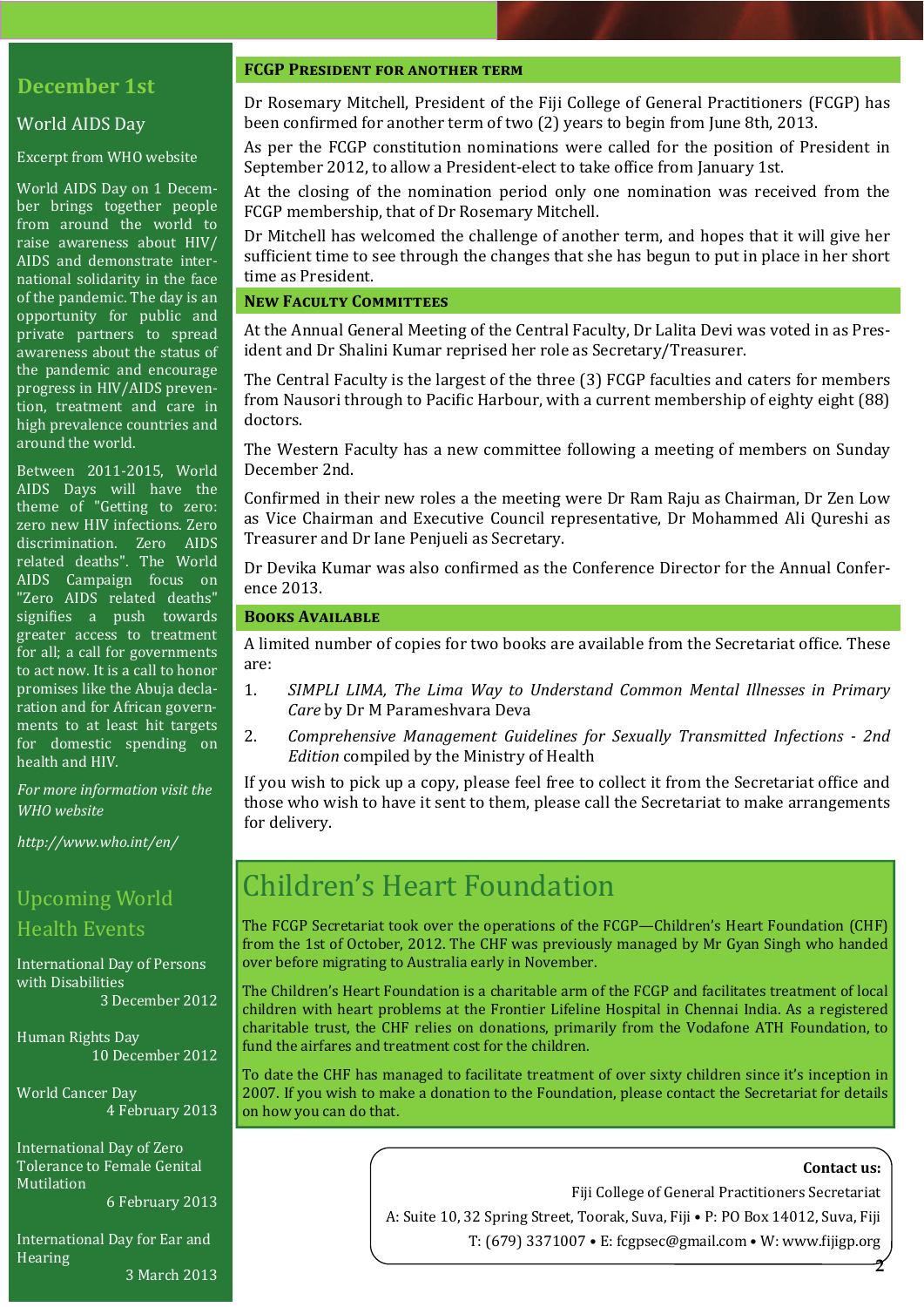## December 1st

### World AIDS Day

Excerpt from WHO website

World AIDS Day on 1 December brings together people from around the world to raise awareness about HIV/AIDS and demonstrate international solidarity in the face of the pandemic. The day is an opportunity for public and private partners to spread awareness about the status of the pandemic and encourage progress in HIV/AIDS prevention, treatment and care in high prevalence countries and around the world.

Between 2011-2015, World AIDS Days will have the theme of "Getting to zero: zero new HIV infections. Zero discrimination. Zero AIDS related deaths". The World AIDS Campaign focus on "Zero AIDS related deaths" signifies a push towards greater access to treatment for all; a call for governments to act now. It is a call to honor promises like the Abuja declaration and for African governments to at least hit targets for domestic spending on health and HIV.

*For more information visit the WHO website*

*http://www.who.int/en/*

## Upcoming World Health Events

International Day of Persons with Disabilities
3 December 2012

Human Rights Day
10 December 2012

World Cancer Day
4 February 2013

International Day of Zero Tolerance to Female Genital Mutilation
6 February 2013

International Day for Ear and Hearing
3 March 2013

## FCGP President for another term

Dr Rosemary Mitchell, President of the Fiji College of General Practitioners (FCGP) has been confirmed for another term of two (2) years to begin from June 8th, 2013.

As per the FCGP constitution nominations were called for the position of President in September 2012, to allow a President-elect to take office from January 1st.

At the closing of the nomination period only one nomination was received from the FCGP membership, that of Dr Rosemary Mitchell.

Dr Mitchell has welcomed the challenge of another term, and hopes that it will give her sufficient time to see through the changes that she has begun to put in place in her short time as President.

## New Faculty Committees

At the Annual General Meeting of the Central Faculty, Dr Lalita Devi was voted in as President and Dr Shalini Kumar reprised her role as Secretary/Treasurer.

The Central Faculty is the largest of the three (3) FCGP faculties and caters for members from Nausori through to Pacific Harbour, with a current membership of eighty eight (88) doctors.

The Western Faculty has a new committee following a meeting of members on Sunday December 2nd.

Confirmed in their new roles a the meeting were Dr Ram Raju as Chairman, Dr Zen Low as Vice Chairman and Executive Council representative, Dr Mohammed Ali Qureshi as Treasurer and Dr Iane Penjueli as Secretary.

Dr Devika Kumar was also confirmed as the Conference Director for the Annual Conference 2013.

## Books Available

A limited number of copies for two books are available from the Secretariat office. These are:

1. *SIMPLI LIMA, The Lima Way to Understand Common Mental Illnesses in Primary Care* by Dr M Parameshvara Deva
2. *Comprehensive Management Guidelines for Sexually Transmitted Infections - 2nd Edition* compiled by the Ministry of Health

If you wish to pick up a copy, please feel free to collect it from the Secretariat office and those who wish to have it sent to them, please call the Secretariat to make arrangements for delivery.

# Children's Heart Foundation

The FCGP Secretariat took over the operations of the FCGP—Children's Heart Foundation (CHF) from the 1st of October, 2012. The CHF was previously managed by Mr Gyan Singh who handed over before migrating to Australia early in November.

The Children's Heart Foundation is a charitable arm of the FCGP and facilitates treatment of local children with heart problems at the Frontier Lifeline Hospital in Chennai India. As a registered charitable trust, the CHF relies on donations, primarily from the Vodafone ATH Foundation, to fund the airfares and treatment cost for the children.

To date the CHF has managed to facilitate treatment of over sixty children since it's inception in 2007. If you wish to make a donation to the Foundation, please contact the Secretariat for details on how you can do that.

**Contact us:**

Fiji College of General Practitioners Secretariat

A: Suite 10, 32 Spring Street, Toorak, Suva, Fiji • P: PO Box 14012, Suva, Fiji

T: (679) 3371007 • E: fcgpsec@gmail.com • W: www.fijigp.org